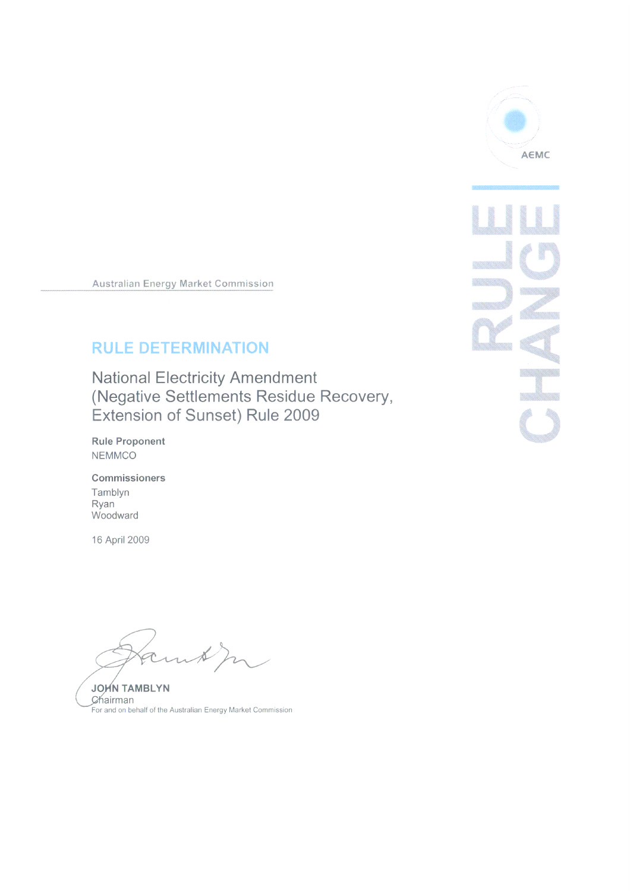AEMC

RULE CHANGE

Australian Energy Market Commission

# RULE DETERMINATION

## National Electricity Amendment (Negative Settlements Residue Recovery, Extension of Sunset) Rule 2009

**Rule Proponent**

NEMMCO

**Commissioners**

Tamblyn
Ryan
Woodward

16 April 2009

**JOHN TAMBLYN**
Chairman
For and on behalf of the Australian Energy Market Commission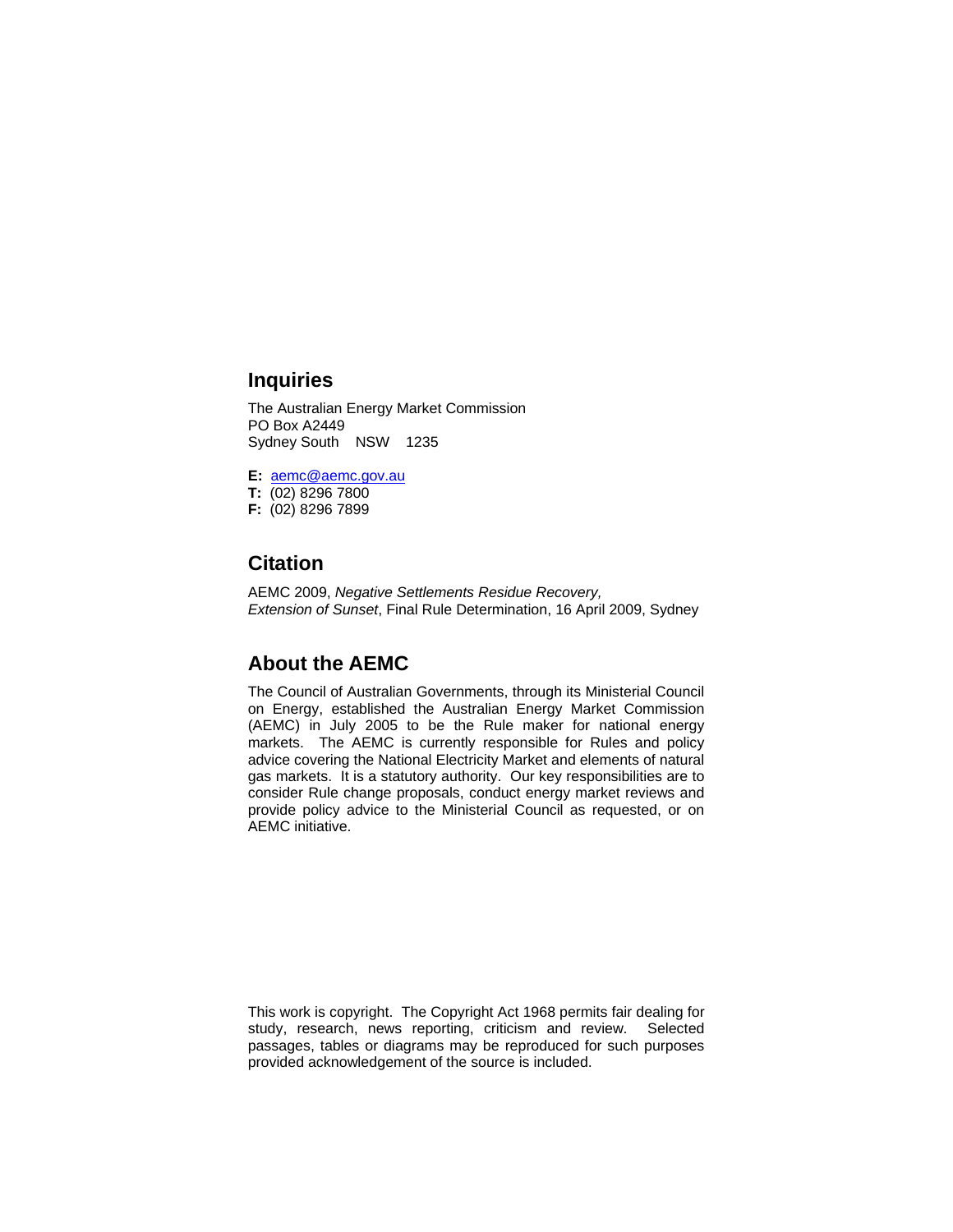## Inquiries

The Australian Energy Market Commission
PO Box A2449
Sydney South NSW 1235

**E:** aemc@aemc.gov.au
**T:** (02) 8296 7800
**F:** (02) 8296 7899

## Citation

AEMC 2009, *Negative Settlements Residue Recovery, Extension of Sunset*, Final Rule Determination, 16 April 2009, Sydney

## About the AEMC

The Council of Australian Governments, through its Ministerial Council on Energy, established the Australian Energy Market Commission (AEMC) in July 2005 to be the Rule maker for national energy markets. The AEMC is currently responsible for Rules and policy advice covering the National Electricity Market and elements of natural gas markets. It is a statutory authority. Our key responsibilities are to consider Rule change proposals, conduct energy market reviews and provide policy advice to the Ministerial Council as requested, or on AEMC initiative.

This work is copyright. The Copyright Act 1968 permits fair dealing for study, research, news reporting, criticism and review. Selected passages, tables or diagrams may be reproduced for such purposes provided acknowledgement of the source is included.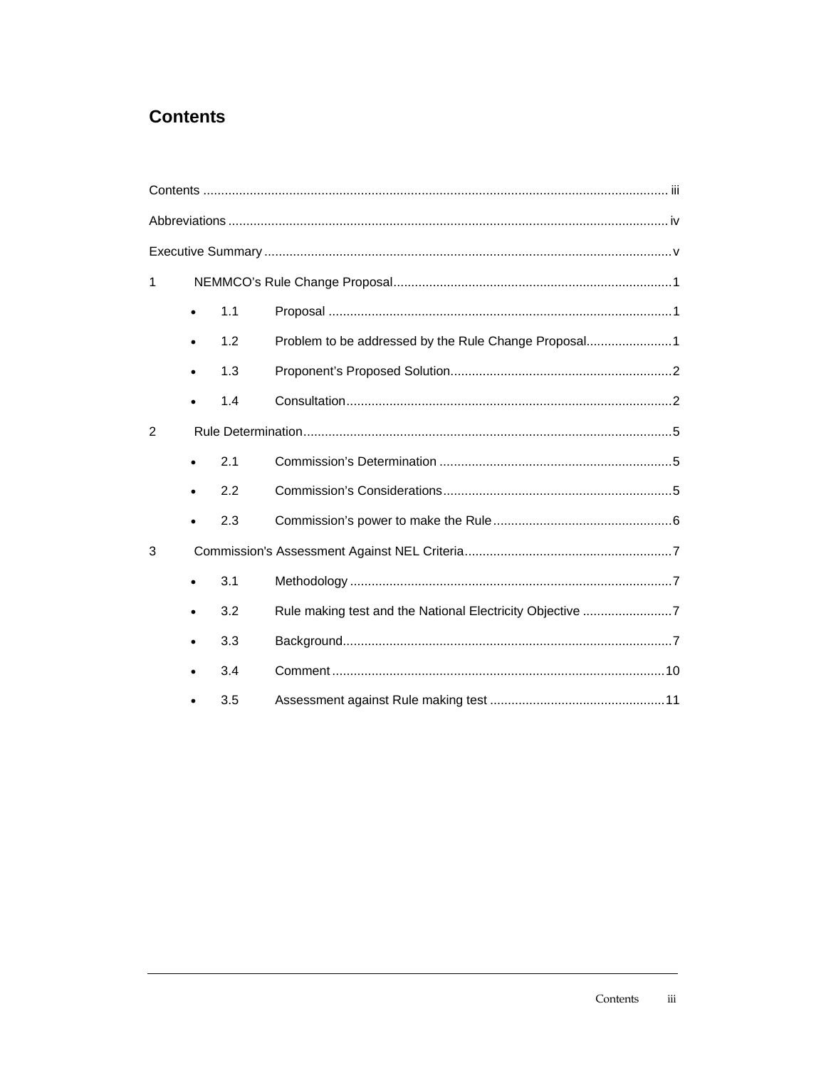# Contents

Contents ........................................................................................................................ iii

Abbreviations ................................................................................................................. iv

Executive Summary ......................................................................................................... v

1 NEMMCO's Rule Change Proposal ............................................................................. 1

- 1.1 Proposal ................................................................................................ 1
- 1.2 Problem to be addressed by the Rule Change Proposal ........................ 1
- 1.3 Proponent's Proposed Solution .............................................................. 2
- 1.4 Consultation ........................................................................................... 2

2 Rule Determination ....................................................................................................... 5

- 2.1 Commission's Determination ................................................................. 5
- 2.2 Commission's Considerations ................................................................ 5
- 2.3 Commission's power to make the Rule .................................................. 6

3 Commission's Assessment Against NEL Criteria .......................................................... 7

- 3.1 Methodology .......................................................................................... 7
- 3.2 Rule making test and the National Electricity Objective ......................... 7
- 3.3 Background ............................................................................................ 7
- 3.4 Comment ............................................................................................. 10
- 3.5 Assessment against Rule making test ................................................. 11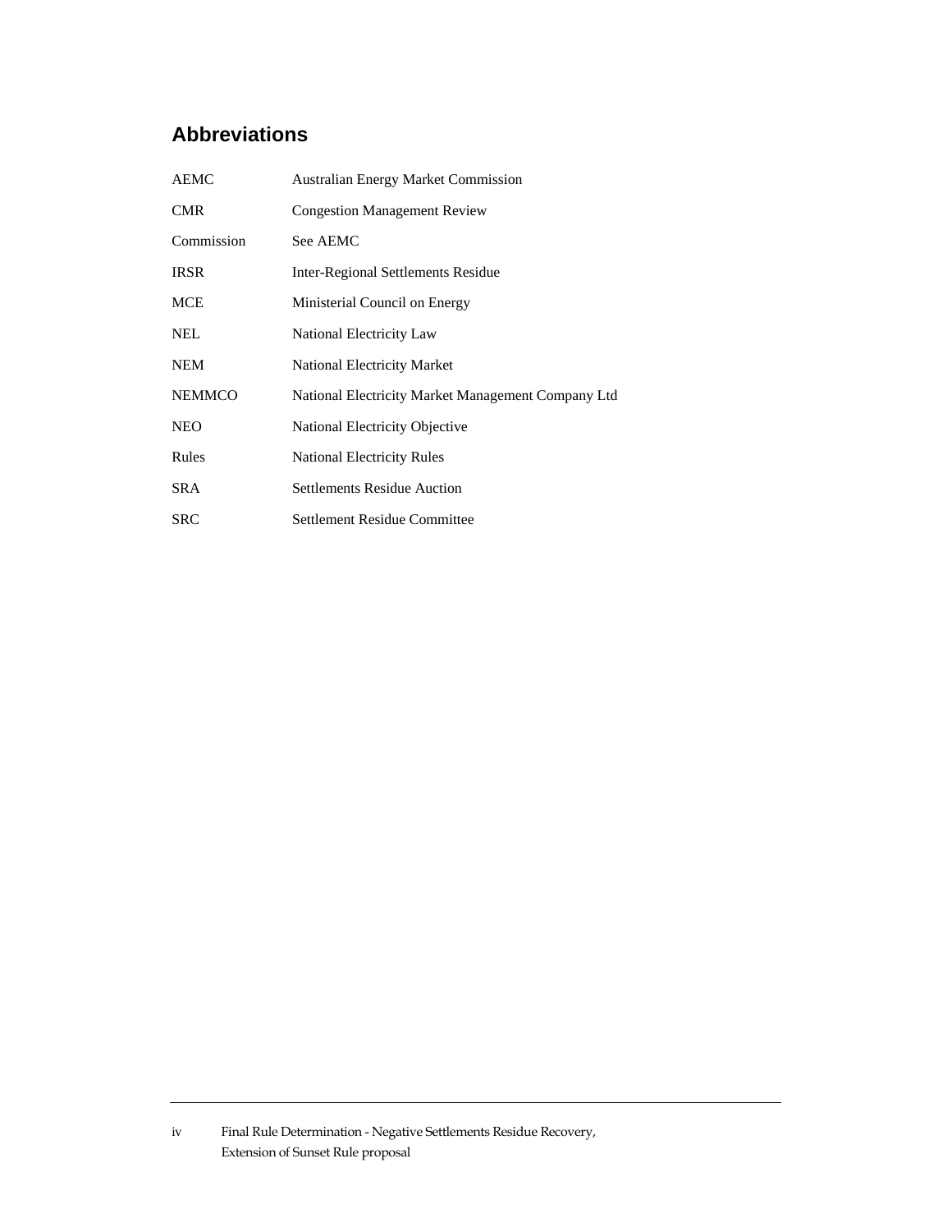## Abbreviations

| | |
|---|---|
| AEMC | Australian Energy Market Commission |
| CMR | Congestion Management Review |
| Commission | See AEMC |
| IRSR | Inter-Regional Settlements Residue |
| MCE | Ministerial Council on Energy |
| NEL | National Electricity Law |
| NEM | National Electricity Market |
| NEMMCO | National Electricity Market Management Company Ltd |
| NEO | National Electricity Objective |
| Rules | National Electricity Rules |
| SRA | Settlements Residue Auction |
| SRC | Settlement Residue Committee |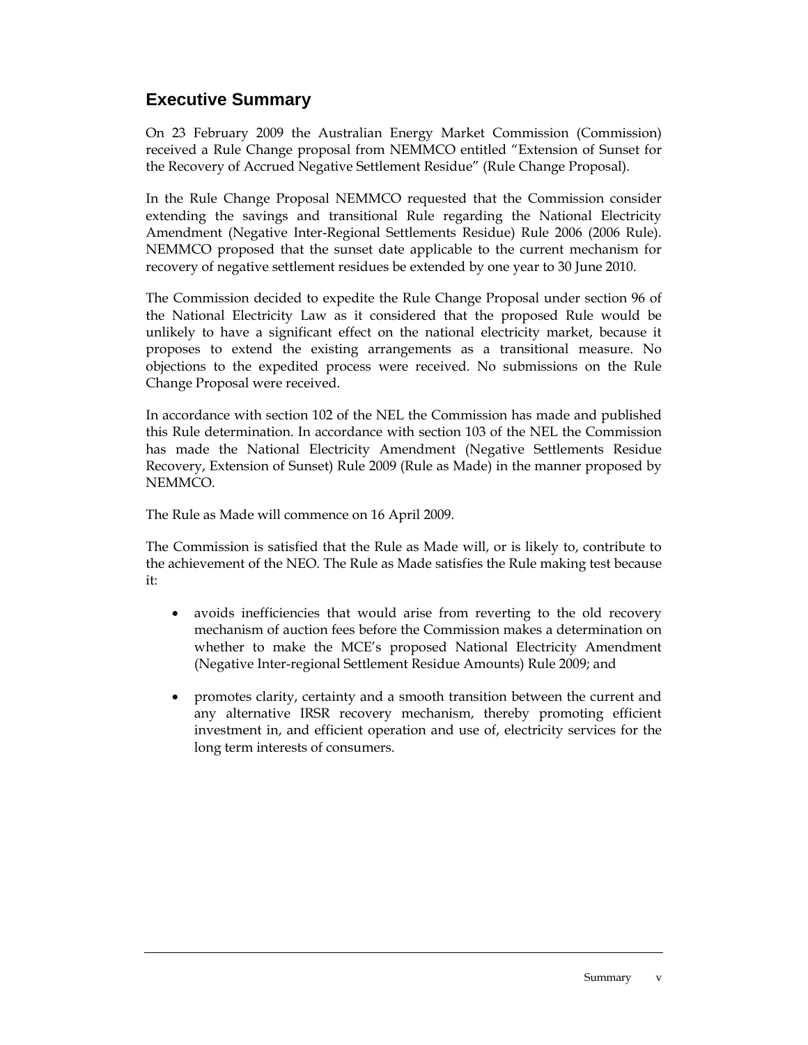## Executive Summary

On 23 February 2009 the Australian Energy Market Commission (Commission) received a Rule Change proposal from NEMMCO entitled "Extension of Sunset for the Recovery of Accrued Negative Settlement Residue" (Rule Change Proposal).

In the Rule Change Proposal NEMMCO requested that the Commission consider extending the savings and transitional Rule regarding the National Electricity Amendment (Negative Inter-Regional Settlements Residue) Rule 2006 (2006 Rule). NEMMCO proposed that the sunset date applicable to the current mechanism for recovery of negative settlement residues be extended by one year to 30 June 2010.

The Commission decided to expedite the Rule Change Proposal under section 96 of the National Electricity Law as it considered that the proposed Rule would be unlikely to have a significant effect on the national electricity market, because it proposes to extend the existing arrangements as a transitional measure. No objections to the expedited process were received. No submissions on the Rule Change Proposal were received.

In accordance with section 102 of the NEL the Commission has made and published this Rule determination. In accordance with section 103 of the NEL the Commission has made the National Electricity Amendment (Negative Settlements Residue Recovery, Extension of Sunset) Rule 2009 (Rule as Made) in the manner proposed by NEMMCO.

The Rule as Made will commence on 16 April 2009.

The Commission is satisfied that the Rule as Made will, or is likely to, contribute to the achievement of the NEO. The Rule as Made satisfies the Rule making test because it:

- avoids inefficiencies that would arise from reverting to the old recovery mechanism of auction fees before the Commission makes a determination on whether to make the MCE's proposed National Electricity Amendment (Negative Inter-regional Settlement Residue Amounts) Rule 2009; and
- promotes clarity, certainty and a smooth transition between the current and any alternative IRSR recovery mechanism, thereby promoting efficient investment in, and efficient operation and use of, electricity services for the long term interests of consumers.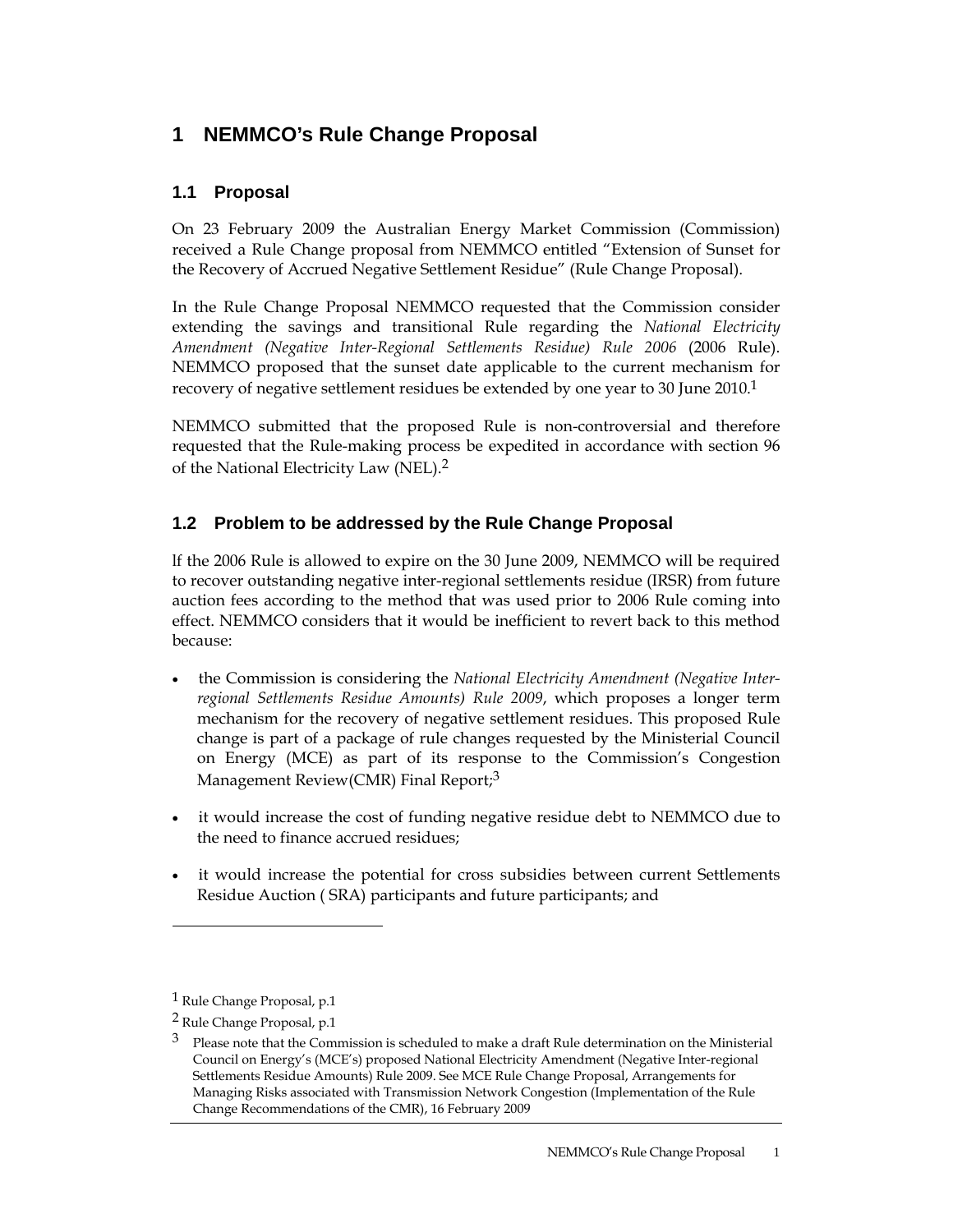# 1 NEMMCO's Rule Change Proposal

## 1.1 Proposal

On 23 February 2009 the Australian Energy Market Commission (Commission) received a Rule Change proposal from NEMMCO entitled "Extension of Sunset for the Recovery of Accrued Negative Settlement Residue" (Rule Change Proposal).

In the Rule Change Proposal NEMMCO requested that the Commission consider extending the savings and transitional Rule regarding the *National Electricity Amendment (Negative Inter-Regional Settlements Residue) Rule 2006* (2006 Rule). NEMMCO proposed that the sunset date applicable to the current mechanism for recovery of negative settlement residues be extended by one year to 30 June 2010.[1]

NEMMCO submitted that the proposed Rule is non-controversial and therefore requested that the Rule-making process be expedited in accordance with section 96 of the National Electricity Law (NEL).[2]

## 1.2 Problem to be addressed by the Rule Change Proposal

If the 2006 Rule is allowed to expire on the 30 June 2009, NEMMCO will be required to recover outstanding negative inter-regional settlements residue (IRSR) from future auction fees according to the method that was used prior to 2006 Rule coming into effect. NEMMCO considers that it would be inefficient to revert back to this method because:

- the Commission is considering the *National Electricity Amendment (Negative Inter-regional Settlements Residue Amounts) Rule 2009*, which proposes a longer term mechanism for the recovery of negative settlement residues. This proposed Rule change is part of a package of rule changes requested by the Ministerial Council on Energy (MCE) as part of its response to the Commission's Congestion Management Review(CMR) Final Report;[3]
- it would increase the cost of funding negative residue debt to NEMMCO due to the need to finance accrued residues;
- it would increase the potential for cross subsidies between current Settlements Residue Auction ( SRA) participants and future participants; and

---

[1] Rule Change Proposal, p.1

[2] Rule Change Proposal, p.1

[3] Please note that the Commission is scheduled to make a draft Rule determination on the Ministerial Council on Energy's (MCE's) proposed National Electricity Amendment (Negative Inter-regional Settlements Residue Amounts) Rule 2009. See MCE Rule Change Proposal, Arrangements for Managing Risks associated with Transmission Network Congestion (Implementation of the Rule Change Recommendations of the CMR), 16 February 2009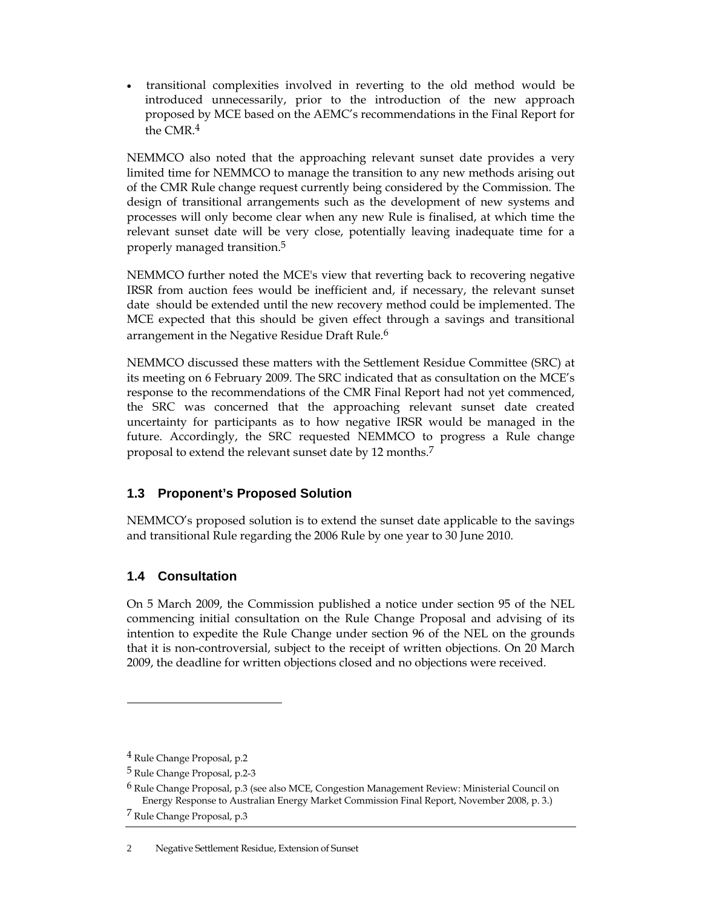- transitional complexities involved in reverting to the old method would be introduced unnecessarily, prior to the introduction of the new approach proposed by MCE based on the AEMC's recommendations in the Final Report for the CMR.[4]

NEMMCO also noted that the approaching relevant sunset date provides a very limited time for NEMMCO to manage the transition to any new methods arising out of the CMR Rule change request currently being considered by the Commission. The design of transitional arrangements such as the development of new systems and processes will only become clear when any new Rule is finalised, at which time the relevant sunset date will be very close, potentially leaving inadequate time for a properly managed transition.[5]

NEMMCO further noted the MCE's view that reverting back to recovering negative IRSR from auction fees would be inefficient and, if necessary, the relevant sunset date should be extended until the new recovery method could be implemented. The MCE expected that this should be given effect through a savings and transitional arrangement in the Negative Residue Draft Rule.[6]

NEMMCO discussed these matters with the Settlement Residue Committee (SRC) at its meeting on 6 February 2009. The SRC indicated that as consultation on the MCE's response to the recommendations of the CMR Final Report had not yet commenced, the SRC was concerned that the approaching relevant sunset date created uncertainty for participants as to how negative IRSR would be managed in the future. Accordingly, the SRC requested NEMMCO to progress a Rule change proposal to extend the relevant sunset date by 12 months.[7]

## 1.3 Proponent's Proposed Solution

NEMMCO's proposed solution is to extend the sunset date applicable to the savings and transitional Rule regarding the 2006 Rule by one year to 30 June 2010.

## 1.4 Consultation

On 5 March 2009, the Commission published a notice under section 95 of the NEL commencing initial consultation on the Rule Change Proposal and advising of its intention to expedite the Rule Change under section 96 of the NEL on the grounds that it is non-controversial, subject to the receipt of written objections. On 20 March 2009, the deadline for written objections closed and no objections were received.

---

[4] Rule Change Proposal, p.2

[5] Rule Change Proposal, p.2-3

[6] Rule Change Proposal, p.3 (see also MCE, Congestion Management Review: Ministerial Council on Energy Response to Australian Energy Market Commission Final Report, November 2008, p. 3.)

[7] Rule Change Proposal, p.3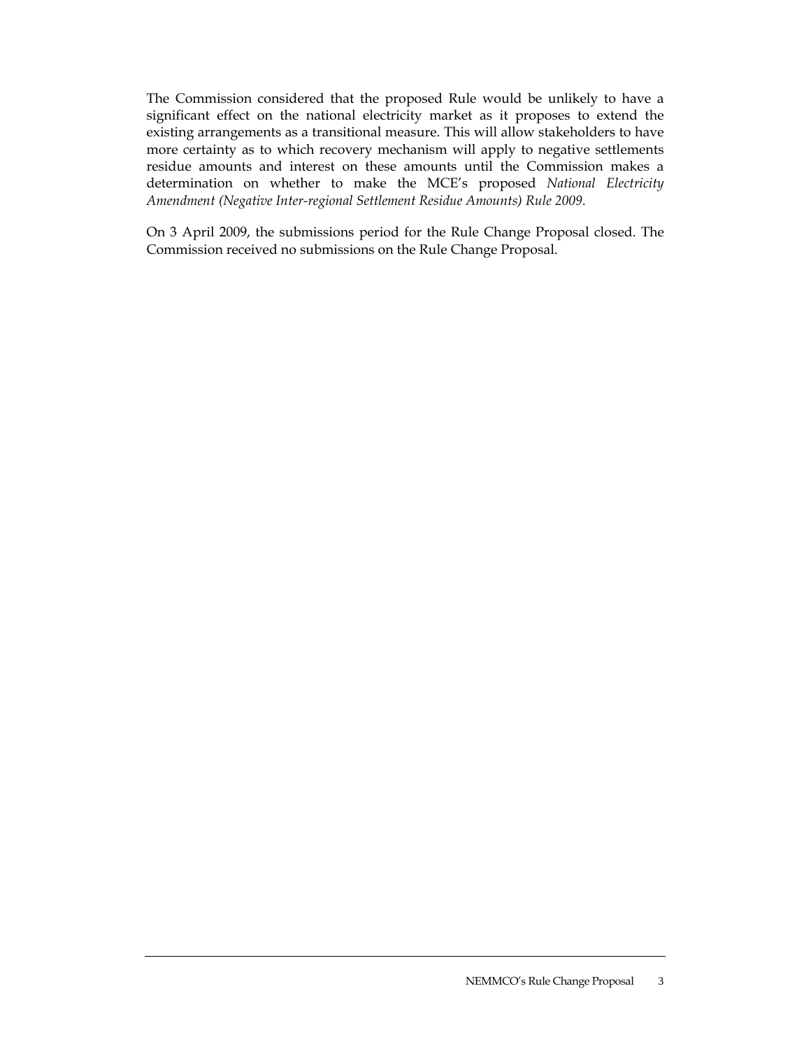The Commission considered that the proposed Rule would be unlikely to have a significant effect on the national electricity market as it proposes to extend the existing arrangements as a transitional measure. This will allow stakeholders to have more certainty as to which recovery mechanism will apply to negative settlements residue amounts and interest on these amounts until the Commission makes a determination on whether to make the MCE's proposed *National Electricity Amendment (Negative Inter-regional Settlement Residue Amounts) Rule 2009*.

On 3 April 2009, the submissions period for the Rule Change Proposal closed. The Commission received no submissions on the Rule Change Proposal.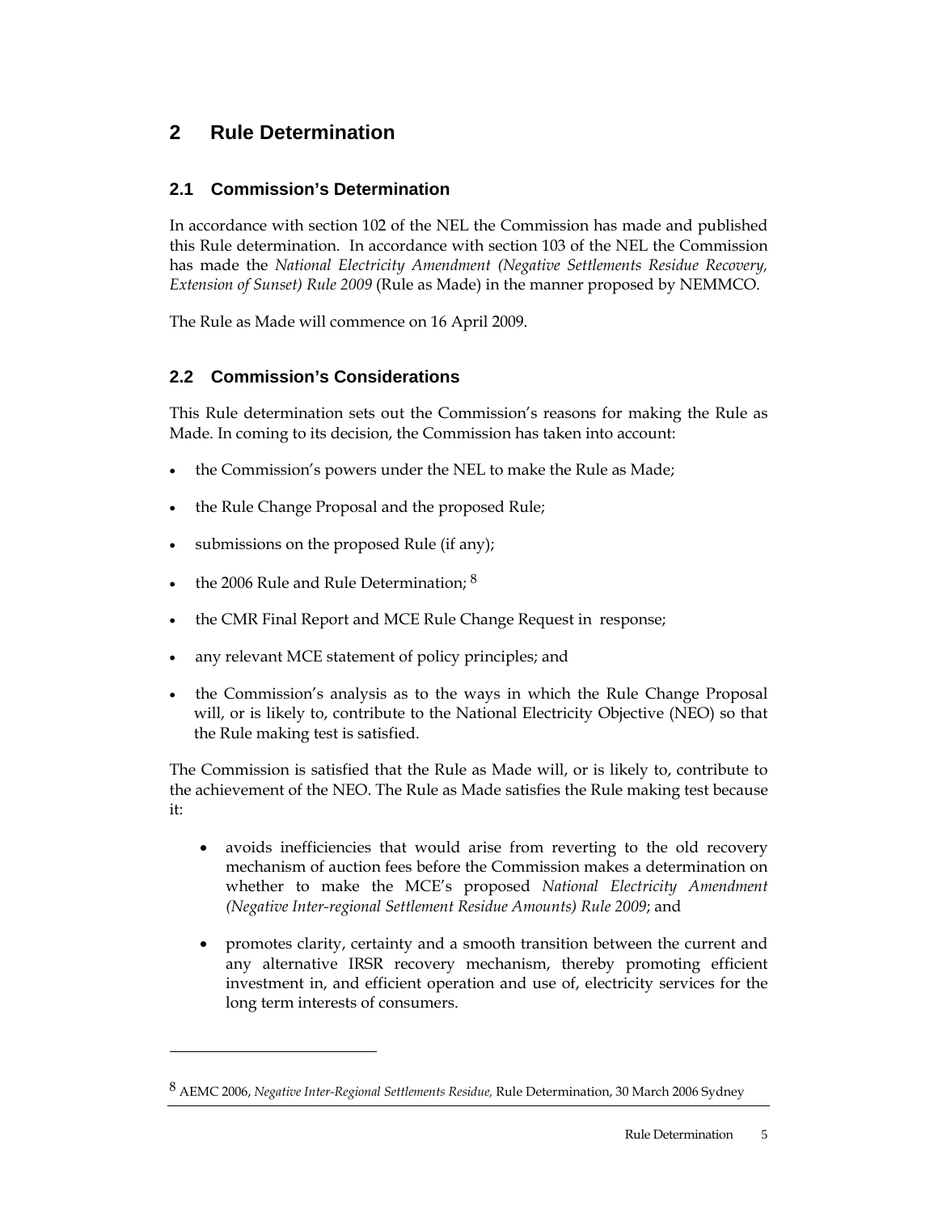# 2 Rule Determination

## 2.1 Commission's Determination

In accordance with section 102 of the NEL the Commission has made and published this Rule determination. In accordance with section 103 of the NEL the Commission has made the *National Electricity Amendment (Negative Settlements Residue Recovery, Extension of Sunset) Rule 2009* (Rule as Made) in the manner proposed by NEMMCO.

The Rule as Made will commence on 16 April 2009.

## 2.2 Commission's Considerations

This Rule determination sets out the Commission's reasons for making the Rule as Made. In coming to its decision, the Commission has taken into account:

- the Commission's powers under the NEL to make the Rule as Made;
- the Rule Change Proposal and the proposed Rule;
- submissions on the proposed Rule (if any);
- the 2006 Rule and Rule Determination; [8]
- the CMR Final Report and MCE Rule Change Request in response;
- any relevant MCE statement of policy principles; and
- the Commission's analysis as to the ways in which the Rule Change Proposal will, or is likely to, contribute to the National Electricity Objective (NEO) so that the Rule making test is satisfied.

The Commission is satisfied that the Rule as Made will, or is likely to, contribute to the achievement of the NEO. The Rule as Made satisfies the Rule making test because it:

- avoids inefficiencies that would arise from reverting to the old recovery mechanism of auction fees before the Commission makes a determination on whether to make the MCE's proposed *National Electricity Amendment (Negative Inter-regional Settlement Residue Amounts) Rule 2009*; and
- promotes clarity, certainty and a smooth transition between the current and any alternative IRSR recovery mechanism, thereby promoting efficient investment in, and efficient operation and use of, electricity services for the long term interests of consumers.

---

[8] AEMC 2006, *Negative Inter-Regional Settlements Residue,* Rule Determination, 30 March 2006 Sydney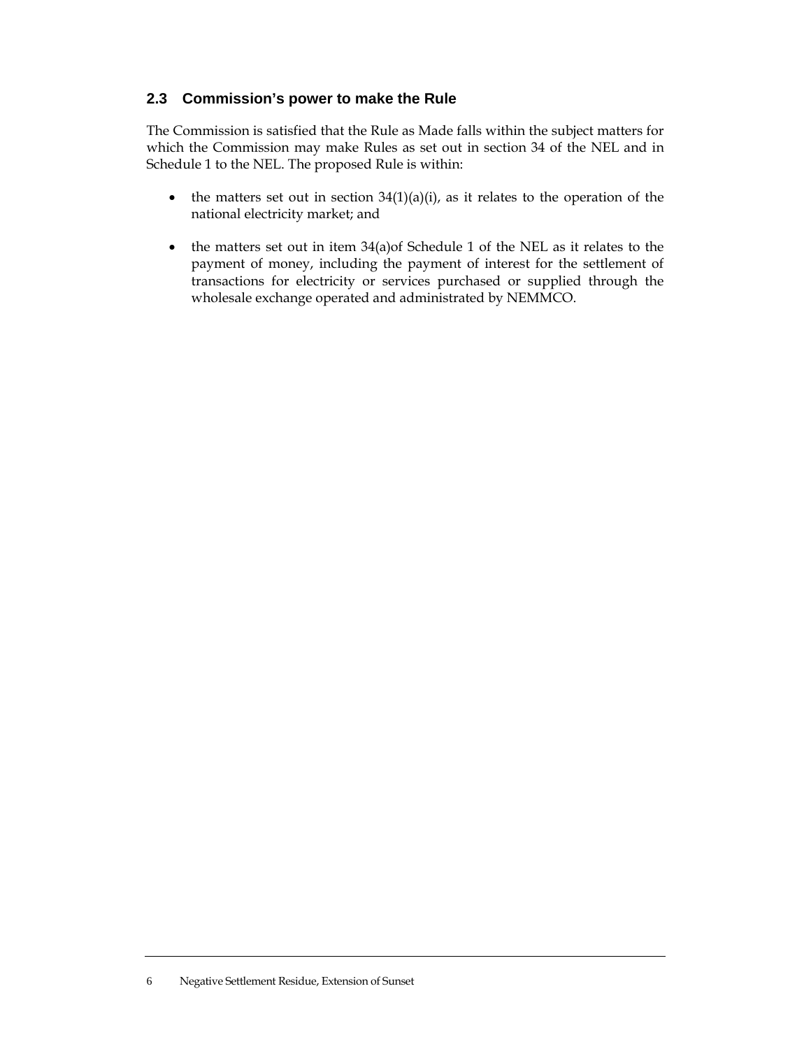## 2.3 Commission's power to make the Rule

The Commission is satisfied that the Rule as Made falls within the subject matters for which the Commission may make Rules as set out in section 34 of the NEL and in Schedule 1 to the NEL. The proposed Rule is within:

- the matters set out in section 34(1)(a)(i), as it relates to the operation of the national electricity market; and
- the matters set out in item 34(a)of Schedule 1 of the NEL as it relates to the payment of money, including the payment of interest for the settlement of transactions for electricity or services purchased or supplied through the wholesale exchange operated and administrated by NEMMCO.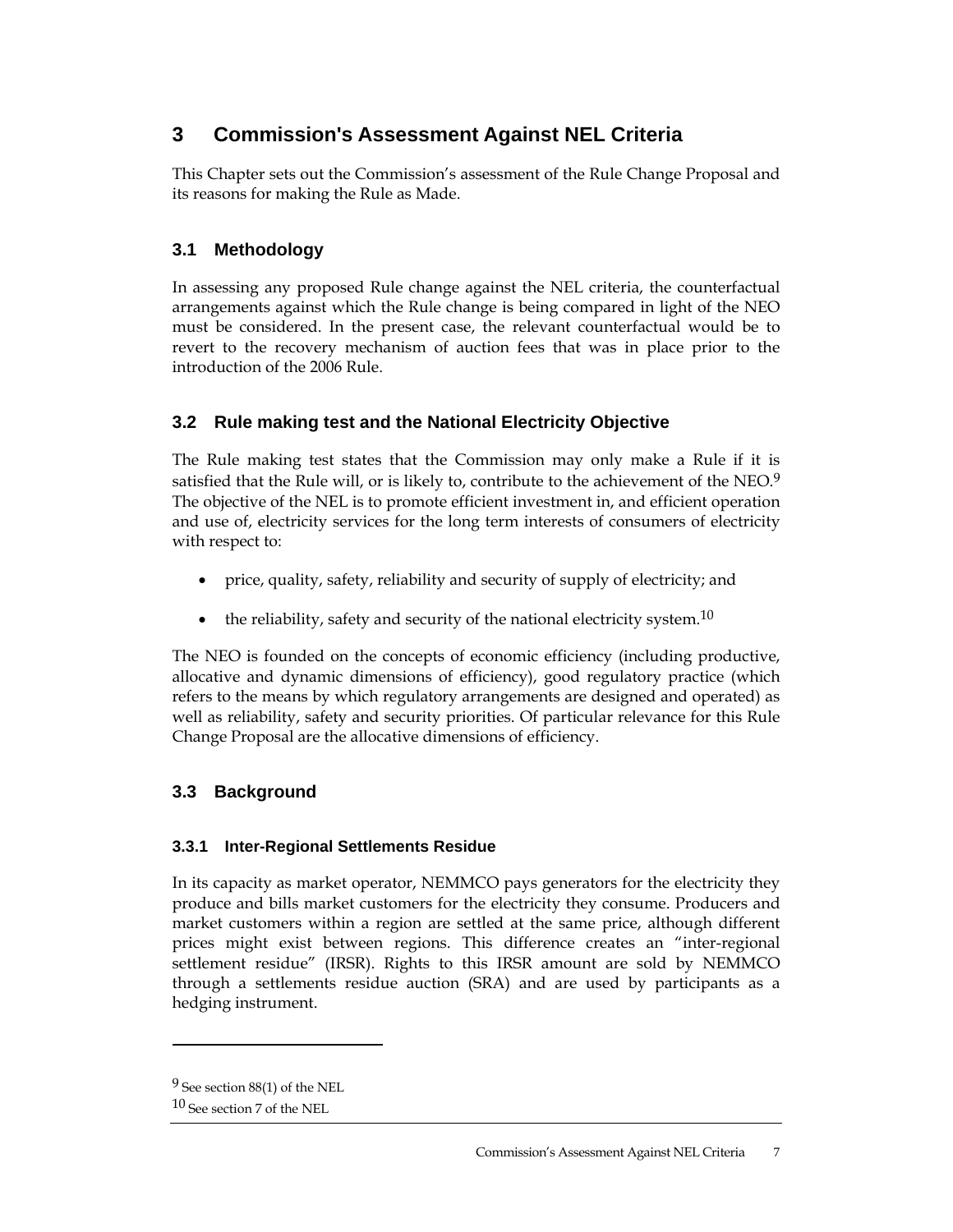# 3 Commission's Assessment Against NEL Criteria

This Chapter sets out the Commission's assessment of the Rule Change Proposal and its reasons for making the Rule as Made.

## 3.1 Methodology

In assessing any proposed Rule change against the NEL criteria, the counterfactual arrangements against which the Rule change is being compared in light of the NEO must be considered. In the present case, the relevant counterfactual would be to revert to the recovery mechanism of auction fees that was in place prior to the introduction of the 2006 Rule.

## 3.2 Rule making test and the National Electricity Objective

The Rule making test states that the Commission may only make a Rule if it is satisfied that the Rule will, or is likely to, contribute to the achievement of the NEO.[9] The objective of the NEL is to promote efficient investment in, and efficient operation and use of, electricity services for the long term interests of consumers of electricity with respect to:

- price, quality, safety, reliability and security of supply of electricity; and
- the reliability, safety and security of the national electricity system.[10]

The NEO is founded on the concepts of economic efficiency (including productive, allocative and dynamic dimensions of efficiency), good regulatory practice (which refers to the means by which regulatory arrangements are designed and operated) as well as reliability, safety and security priorities. Of particular relevance for this Rule Change Proposal are the allocative dimensions of efficiency.

## 3.3 Background

### 3.3.1 Inter-Regional Settlements Residue

In its capacity as market operator, NEMMCO pays generators for the electricity they produce and bills market customers for the electricity they consume. Producers and market customers within a region are settled at the same price, although different prices might exist between regions. This difference creates an "inter-regional settlement residue" (IRSR). Rights to this IRSR amount are sold by NEMMCO through a settlements residue auction (SRA) and are used by participants as a hedging instrument.

---

[9] See section 88(1) of the NEL

[10] See section 7 of the NEL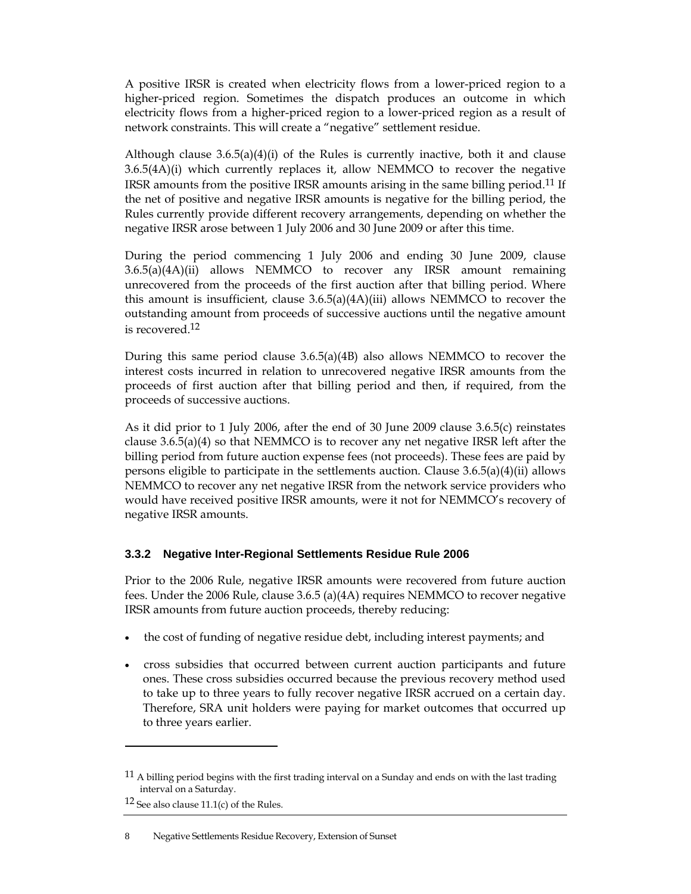A positive IRSR is created when electricity flows from a lower-priced region to a higher-priced region. Sometimes the dispatch produces an outcome in which electricity flows from a higher-priced region to a lower-priced region as a result of network constraints. This will create a "negative" settlement residue.

Although clause 3.6.5(a)(4)(i) of the Rules is currently inactive, both it and clause 3.6.5(4A)(i) which currently replaces it, allow NEMMCO to recover the negative IRSR amounts from the positive IRSR amounts arising in the same billing period.[11] If the net of positive and negative IRSR amounts is negative for the billing period, the Rules currently provide different recovery arrangements, depending on whether the negative IRSR arose between 1 July 2006 and 30 June 2009 or after this time.

During the period commencing 1 July 2006 and ending 30 June 2009, clause 3.6.5(a)(4A)(ii) allows NEMMCO to recover any IRSR amount remaining unrecovered from the proceeds of the first auction after that billing period. Where this amount is insufficient, clause 3.6.5(a)(4A)(iii) allows NEMMCO to recover the outstanding amount from proceeds of successive auctions until the negative amount is recovered.[12]

During this same period clause 3.6.5(a)(4B) also allows NEMMCO to recover the interest costs incurred in relation to unrecovered negative IRSR amounts from the proceeds of first auction after that billing period and then, if required, from the proceeds of successive auctions.

As it did prior to 1 July 2006, after the end of 30 June 2009 clause 3.6.5(c) reinstates clause 3.6.5(a)(4) so that NEMMCO is to recover any net negative IRSR left after the billing period from future auction expense fees (not proceeds). These fees are paid by persons eligible to participate in the settlements auction. Clause 3.6.5(a)(4)(ii) allows NEMMCO to recover any net negative IRSR from the network service providers who would have received positive IRSR amounts, were it not for NEMMCO's recovery of negative IRSR amounts.

### 3.3.2 Negative Inter-Regional Settlements Residue Rule 2006

Prior to the 2006 Rule, negative IRSR amounts were recovered from future auction fees. Under the 2006 Rule, clause 3.6.5 (a)(4A) requires NEMMCO to recover negative IRSR amounts from future auction proceeds, thereby reducing:

- the cost of funding of negative residue debt, including interest payments; and
- cross subsidies that occurred between current auction participants and future ones. These cross subsidies occurred because the previous recovery method used to take up to three years to fully recover negative IRSR accrued on a certain day. Therefore, SRA unit holders were paying for market outcomes that occurred up to three years earlier.

---

[11] A billing period begins with the first trading interval on a Sunday and ends on with the last trading interval on a Saturday.

[12] See also clause 11.1(c) of the Rules.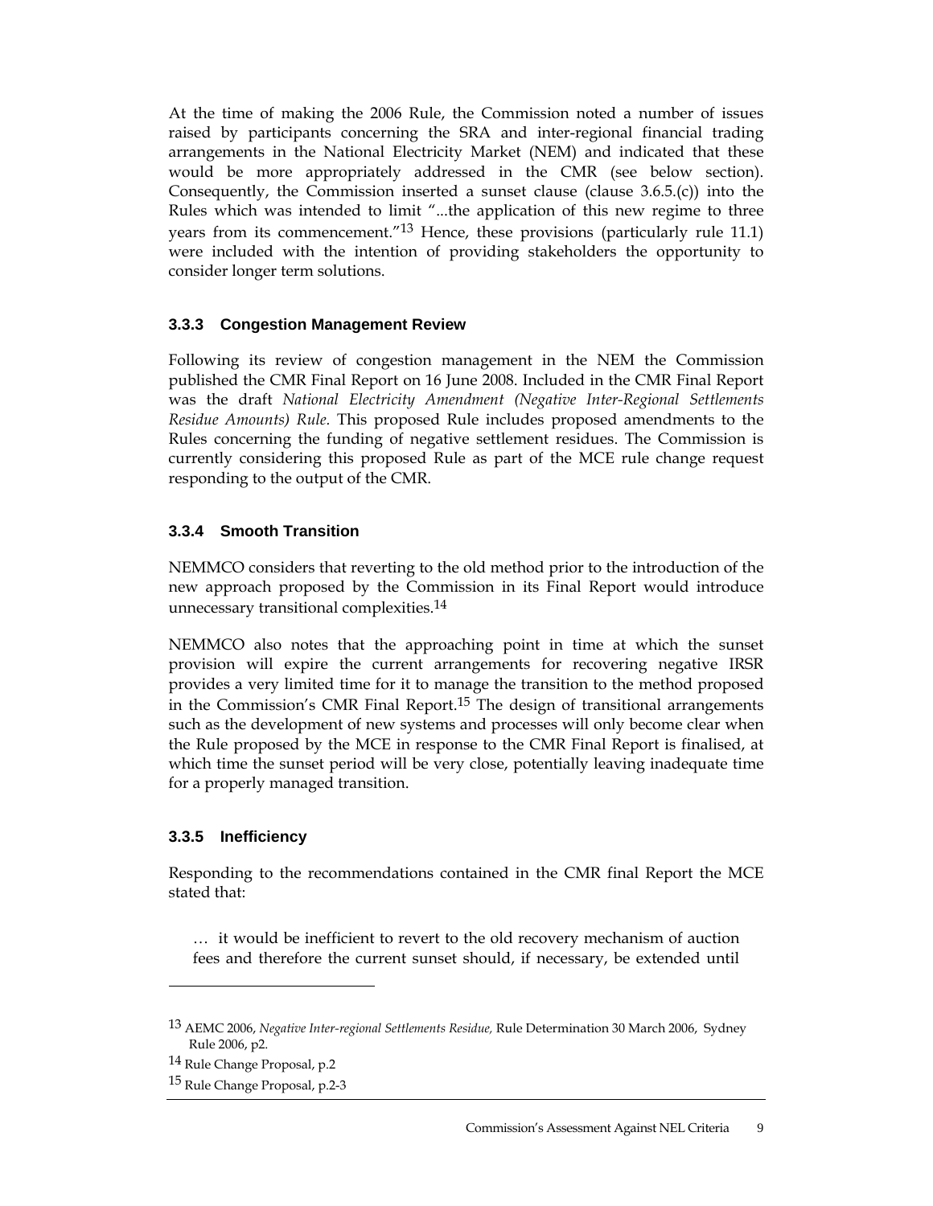At the time of making the 2006 Rule, the Commission noted a number of issues raised by participants concerning the SRA and inter-regional financial trading arrangements in the National Electricity Market (NEM) and indicated that these would be more appropriately addressed in the CMR (see below section). Consequently, the Commission inserted a sunset clause (clause 3.6.5.(c)) into the Rules which was intended to limit "...the application of this new regime to three years from its commencement."[13] Hence, these provisions (particularly rule 11.1) were included with the intention of providing stakeholders the opportunity to consider longer term solutions.

### 3.3.3 Congestion Management Review

Following its review of congestion management in the NEM the Commission published the CMR Final Report on 16 June 2008. Included in the CMR Final Report was the draft *National Electricity Amendment (Negative Inter-Regional Settlements Residue Amounts) Rule.* This proposed Rule includes proposed amendments to the Rules concerning the funding of negative settlement residues. The Commission is currently considering this proposed Rule as part of the MCE rule change request responding to the output of the CMR.

### 3.3.4 Smooth Transition

NEMMCO considers that reverting to the old method prior to the introduction of the new approach proposed by the Commission in its Final Report would introduce unnecessary transitional complexities.[14]

NEMMCO also notes that the approaching point in time at which the sunset provision will expire the current arrangements for recovering negative IRSR provides a very limited time for it to manage the transition to the method proposed in the Commission's CMR Final Report.[15] The design of transitional arrangements such as the development of new systems and processes will only become clear when the Rule proposed by the MCE in response to the CMR Final Report is finalised, at which time the sunset period will be very close, potentially leaving inadequate time for a properly managed transition.

### 3.3.5 Inefficiency

Responding to the recommendations contained in the CMR final Report the MCE stated that:

> … it would be inefficient to revert to the old recovery mechanism of auction fees and therefore the current sunset should, if necessary, be extended until

---

[13] AEMC 2006, *Negative Inter-regional Settlements Residue,* Rule Determination 30 March 2006, Sydney Rule 2006, p2.

[14] Rule Change Proposal, p.2

[15] Rule Change Proposal, p.2-3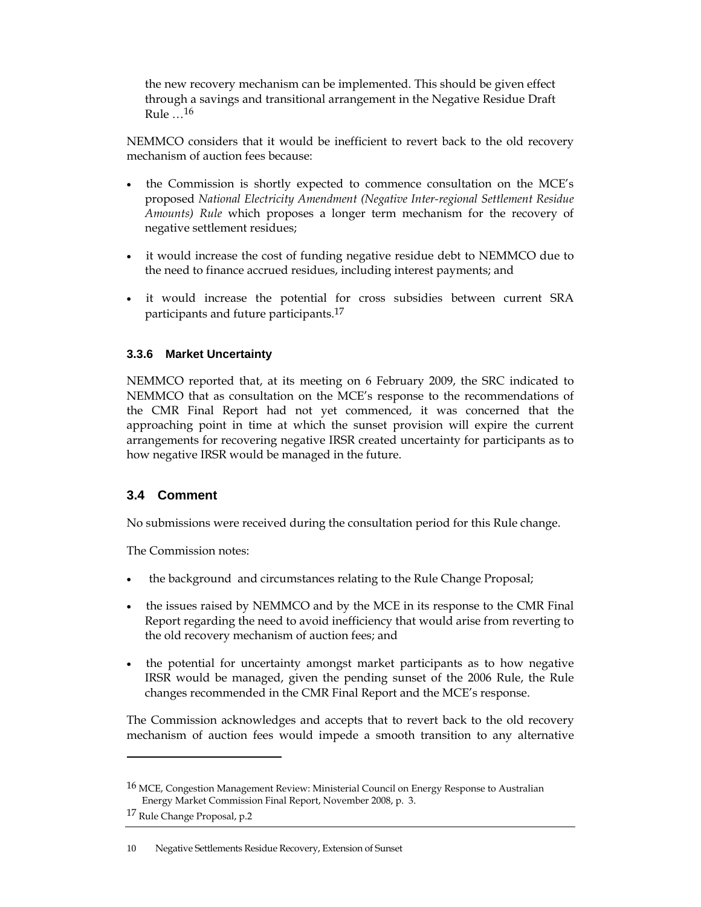the new recovery mechanism can be implemented. This should be given effect through a savings and transitional arrangement in the Negative Residue Draft Rule …[16]

NEMMCO considers that it would be inefficient to revert back to the old recovery mechanism of auction fees because:

- the Commission is shortly expected to commence consultation on the MCE's proposed *National Electricity Amendment (Negative Inter-regional Settlement Residue Amounts) Rule* which proposes a longer term mechanism for the recovery of negative settlement residues;
- it would increase the cost of funding negative residue debt to NEMMCO due to the need to finance accrued residues, including interest payments; and
- it would increase the potential for cross subsidies between current SRA participants and future participants.[17]

### 3.3.6 Market Uncertainty

NEMMCO reported that, at its meeting on 6 February 2009, the SRC indicated to NEMMCO that as consultation on the MCE's response to the recommendations of the CMR Final Report had not yet commenced, it was concerned that the approaching point in time at which the sunset provision will expire the current arrangements for recovering negative IRSR created uncertainty for participants as to how negative IRSR would be managed in the future.

## 3.4 Comment

No submissions were received during the consultation period for this Rule change.

The Commission notes:

- the background and circumstances relating to the Rule Change Proposal;
- the issues raised by NEMMCO and by the MCE in its response to the CMR Final Report regarding the need to avoid inefficiency that would arise from reverting to the old recovery mechanism of auction fees; and
- the potential for uncertainty amongst market participants as to how negative IRSR would be managed, given the pending sunset of the 2006 Rule, the Rule changes recommended in the CMR Final Report and the MCE's response.

The Commission acknowledges and accepts that to revert back to the old recovery mechanism of auction fees would impede a smooth transition to any alternative

---

[16] MCE, Congestion Management Review: Ministerial Council on Energy Response to Australian Energy Market Commission Final Report, November 2008, p. 3.

[17] Rule Change Proposal, p.2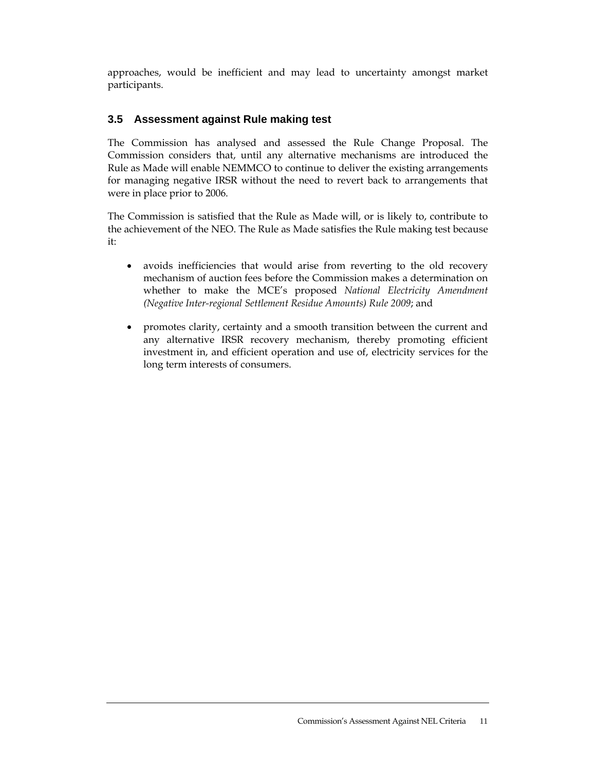approaches, would be inefficient and may lead to uncertainty amongst market participants.

### 3.5 Assessment against Rule making test

The Commission has analysed and assessed the Rule Change Proposal. The Commission considers that, until any alternative mechanisms are introduced the Rule as Made will enable NEMMCO to continue to deliver the existing arrangements for managing negative IRSR without the need to revert back to arrangements that were in place prior to 2006.

The Commission is satisfied that the Rule as Made will, or is likely to, contribute to the achievement of the NEO. The Rule as Made satisfies the Rule making test because it:

- avoids inefficiencies that would arise from reverting to the old recovery mechanism of auction fees before the Commission makes a determination on whether to make the MCE's proposed *National Electricity Amendment (Negative Inter-regional Settlement Residue Amounts) Rule 2009*; and

- promotes clarity, certainty and a smooth transition between the current and any alternative IRSR recovery mechanism, thereby promoting efficient investment in, and efficient operation and use of, electricity services for the long term interests of consumers.